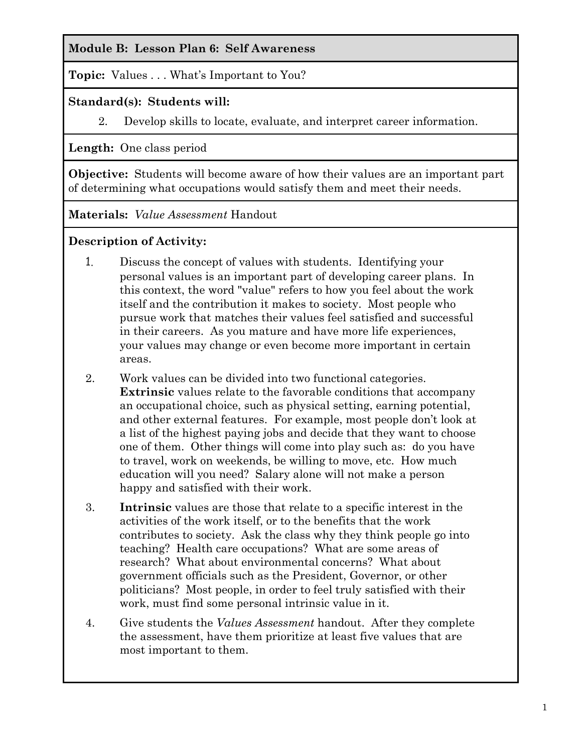## Module B: Lesson Plan 6: Self Awareness

**Topic:** Values . . . What's Important to You?

**Standard(s): Students will:**

2. Develop skills to locate, evaluate, and interpret career information.

**Length:** One class period

**Objective:** Students will become aware of how their values are an important part of determining what occupations would satisfy them and meet their needs.

**Materials:** *Value Assessment* Handout

**Description of Activity:**

1. Discuss the concept of values with students. Identifying your personal values is an important part of developing career plans. In this context, the word "value" refers to how you feel about the work itself and the contribution it makes to society. Most people who pursue work that matches their values feel satisfied and successful in their careers. As you mature and have more life experiences, your values may change or even become more important in certain areas.

2. Work values can be divided into two functional categories. **Extrinsic** values relate to the favorable conditions that accompany an occupational choice, such as physical setting, earning potential, and other external features. For example, most people don't look at a list of the highest paying jobs and decide that they want to choose one of them. Other things will come into play such as: do you have to travel, work on weekends, be willing to move, etc. How much education will you need? Salary alone will not make a person happy and satisfied with their work.

3. **Intrinsic** values are those that relate to a specific interest in the activities of the work itself, or to the benefits that the work contributes to society. Ask the class why they think people go into teaching? Health care occupations? What are some areas of research? What about environmental concerns? What about government officials such as the President, Governor, or other politicians? Most people, in order to feel truly satisfied with their work, must find some personal intrinsic value in it.

4. Give students the *Values Assessment* handout. After they complete the assessment, have them prioritize at least five values that are most important to them.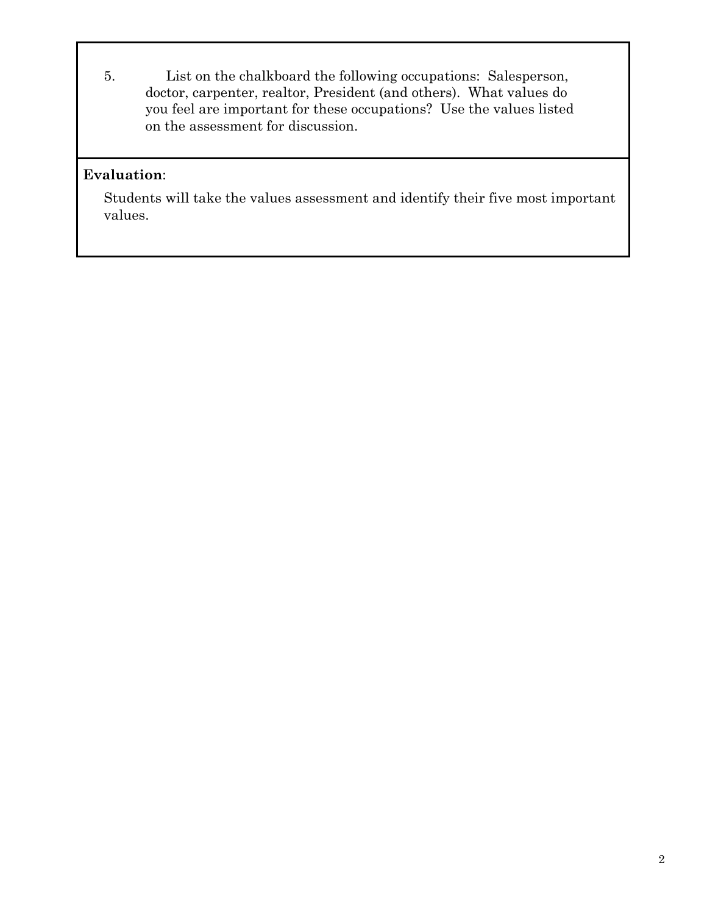5. List on the chalkboard the following occupations: Salesperson, doctor, carpenter, realtor, President (and others). What values do you feel are important for these occupations? Use the values listed on the assessment for discussion.

**Evaluation**:

Students will take the values assessment and identify their five most important values.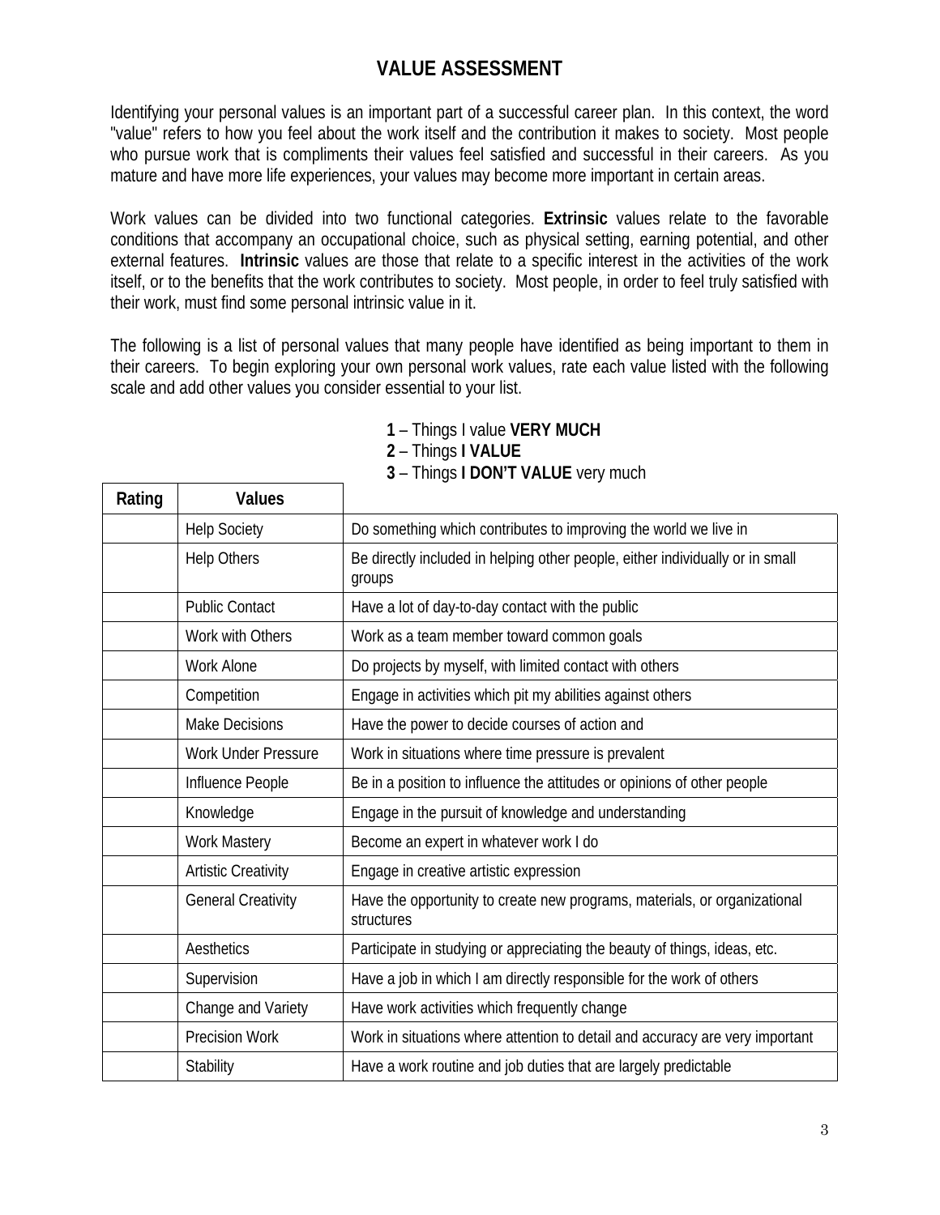# VALUE ASSESSMENT

Identifying your personal values is an important part of a successful career plan. In this context, the word "value" refers to how you feel about the work itself and the contribution it makes to society. Most people who pursue work that is compliments their values feel satisfied and successful in their careers. As you mature and have more life experiences, your values may become more important in certain areas.

Work values can be divided into two functional categories. **Extrinsic** values relate to the favorable conditions that accompany an occupational choice, such as physical setting, earning potential, and other external features. **Intrinsic** values are those that relate to a specific interest in the activities of the work itself, or to the benefits that the work contributes to society. Most people, in order to feel truly satisfied with their work, must find some personal intrinsic value in it.

The following is a list of personal values that many people have identified as being important to them in their careers. To begin exploring your own personal work values, rate each value listed with the following scale and add other values you consider essential to your list.

**1** – Things I value **VERY MUCH**
**2** – Things **I VALUE**
**3** – Things **I DON'T VALUE** very much

| Rating | Values | |
|---|---|---|
| | Help Society | Do something which contributes to improving the world we live in |
| | Help Others | Be directly included in helping other people, either individually or in small groups |
| | Public Contact | Have a lot of day-to-day contact with the public |
| | Work with Others | Work as a team member toward common goals |
| | Work Alone | Do projects by myself, with limited contact with others |
| | Competition | Engage in activities which pit my abilities against others |
| | Make Decisions | Have the power to decide courses of action and |
| | Work Under Pressure | Work in situations where time pressure is prevalent |
| | Influence People | Be in a position to influence the attitudes or opinions of other people |
| | Knowledge | Engage in the pursuit of knowledge and understanding |
| | Work Mastery | Become an expert in whatever work I do |
| | Artistic Creativity | Engage in creative artistic expression |
| | General Creativity | Have the opportunity to create new programs, materials, or organizational structures |
| | Aesthetics | Participate in studying or appreciating the beauty of things, ideas, etc. |
| | Supervision | Have a job in which I am directly responsible for the work of others |
| | Change and Variety | Have work activities which frequently change |
| | Precision Work | Work in situations where attention to detail and accuracy are very important |
| | Stability | Have a work routine and job duties that are largely predictable |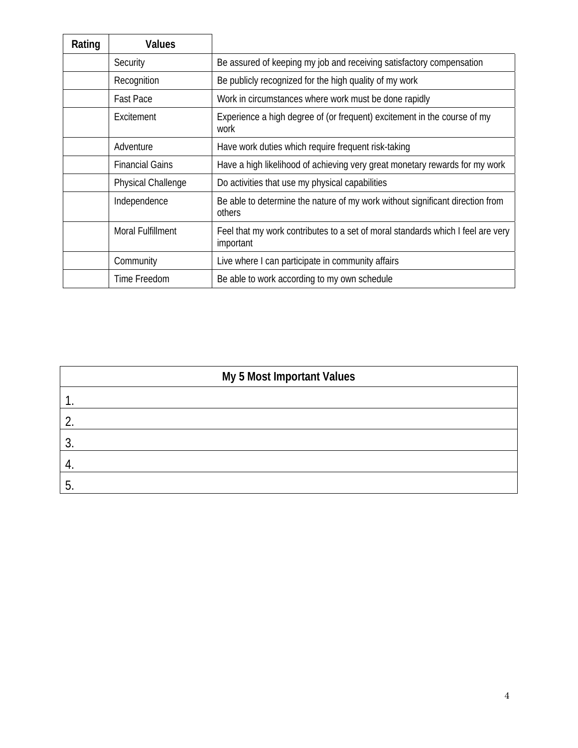| Rating | Values | |
|---|---|---|
| | Security | Be assured of keeping my job and receiving satisfactory compensation |
| | Recognition | Be publicly recognized for the high quality of my work |
| | Fast Pace | Work in circumstances where work must be done rapidly |
| | Excitement | Experience a high degree of (or frequent) excitement in the course of my work |
| | Adventure | Have work duties which require frequent risk-taking |
| | Financial Gains | Have a high likelihood of achieving very great monetary rewards for my work |
| | Physical Challenge | Do activities that use my physical capabilities |
| | Independence | Be able to determine the nature of my work without significant direction from others |
| | Moral Fulfillment | Feel that my work contributes to a set of moral standards which I feel are very important |
| | Community | Live where I can participate in community affairs |
| | Time Freedom | Be able to work according to my own schedule |

| My 5 Most Important Values |
|---|
| 1. |
| 2. |
| 3. |
| 4. |
| 5. |